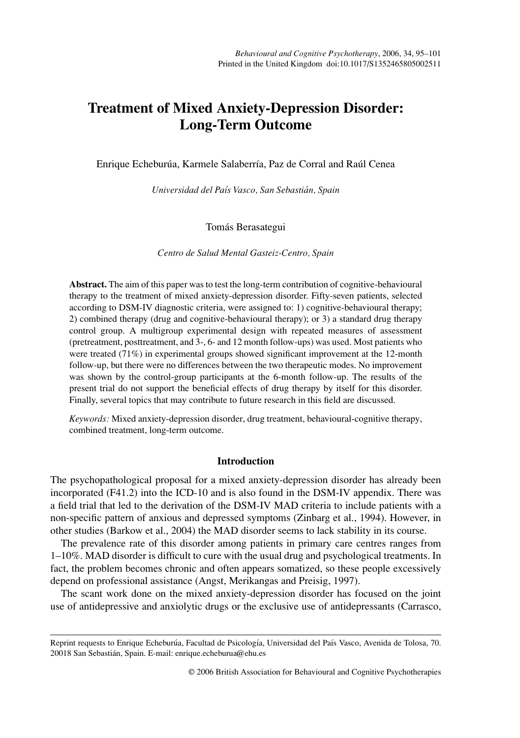# Treatment of Mixed Anxiety-Depression Disorder: Long-Term Outcome

Enrique Echeburúa, Karmele Salaberría, Paz de Corral and Raúl Cenea

*Universidad del País Vasco, San Sebastián, Spain*

Tomás Berasategui

*Centro de Salud Mental Gasteiz-Centro, Spain*

**Abstract.** The aim of this paper was to test the long-term contribution of cognitive-behavioural therapy to the treatment of mixed anxiety-depression disorder. Fifty-seven patients, selected according to DSM-IV diagnostic criteria, were assigned to: 1) cognitive-behavioural therapy; 2) combined therapy (drug and cognitive-behavioural therapy); or 3) a standard drug therapy control group. A multigroup experimental design with repeated measures of assessment (pretreatment, posttreatment, and 3-, 6- and 12 month follow-ups) was used. Most patients who were treated (71%) in experimental groups showed significant improvement at the 12-month follow-up, but there were no differences between the two therapeutic modes. No improvement was shown by the control-group participants at the 6-month follow-up. The results of the present trial do not support the beneficial effects of drug therapy by itself for this disorder. Finally, several topics that may contribute to future research in this field are discussed.

*Keywords:* Mixed anxiety-depression disorder, drug treatment, behavioural-cognitive therapy, combined treatment, long-term outcome.

## Introduction

The psychopathological proposal for a mixed anxiety-depression disorder has already been incorporated (F41.2) into the ICD-10 and is also found in the DSM-IV appendix. There was a field trial that led to the derivation of the DSM-IV MAD criteria to include patients with a non-specific pattern of anxious and depressed symptoms (Zinbarg et al., 1994). However, in other studies (Barkow et al., 2004) the MAD disorder seems to lack stability in its course.

The prevalence rate of this disorder among patients in primary care centres ranges from 1–10%. MAD disorder is difficult to cure with the usual drug and psychological treatments. In fact, the problem becomes chronic and often appears somatized, so these people excessively depend on professional assistance (Angst, Merikangas and Preisig, 1997).

The scant work done on the mixed anxiety-depression disorder has focused on the joint use of antidepressive and anxiolytic drugs or the exclusive use of antidepressants (Carrasco,

---

Reprint requests to Enrique Echeburúa, Facultad de Psicología, Universidad del País Vasco, Avenida de Tolosa, 70. 20018 San Sebastián, Spain. E-mail: enrique.echeburua@ehu.es

© 2006 British Association for Behavioural and Cognitive Psychotherapies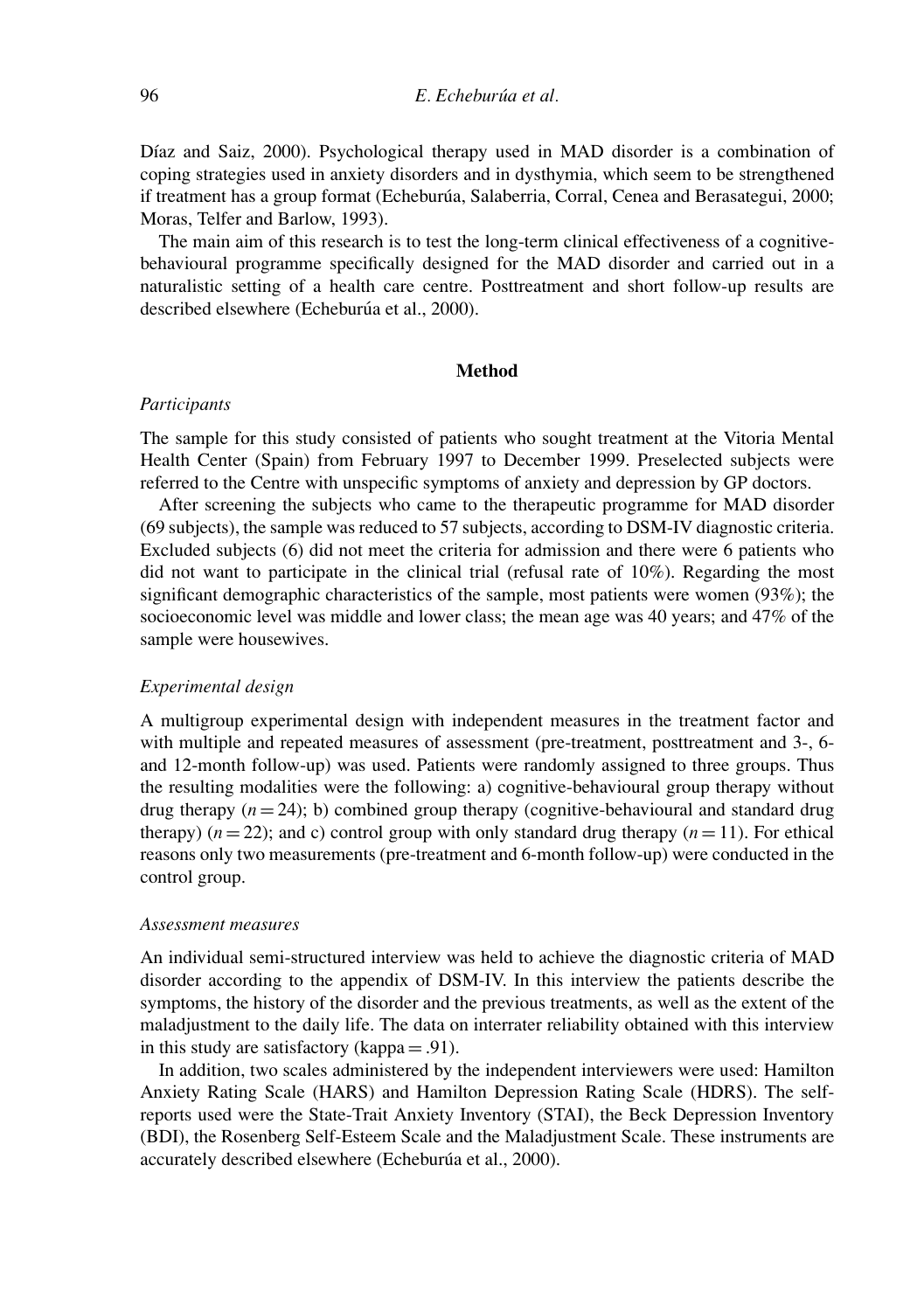Díaz and Saiz, 2000). Psychological therapy used in MAD disorder is a combination of coping strategies used in anxiety disorders and in dysthymia, which seem to be strengthened if treatment has a group format (Echeburúa, Salaberria, Corral, Cenea and Berasategui, 2000; Moras, Telfer and Barlow, 1993).

The main aim of this research is to test the long-term clinical effectiveness of a cognitive-behavioural programme specifically designed for the MAD disorder and carried out in a naturalistic setting of a health care centre. Posttreatment and short follow-up results are described elsewhere (Echeburúa et al., 2000).

## Method

### *Participants*

The sample for this study consisted of patients who sought treatment at the Vitoria Mental Health Center (Spain) from February 1997 to December 1999. Preselected subjects were referred to the Centre with unspecific symptoms of anxiety and depression by GP doctors.

After screening the subjects who came to the therapeutic programme for MAD disorder (69 subjects), the sample was reduced to 57 subjects, according to DSM-IV diagnostic criteria. Excluded subjects (6) did not meet the criteria for admission and there were 6 patients who did not want to participate in the clinical trial (refusal rate of 10%). Regarding the most significant demographic characteristics of the sample, most patients were women (93%); the socioeconomic level was middle and lower class; the mean age was 40 years; and 47% of the sample were housewives.

### *Experimental design*

A multigroup experimental design with independent measures in the treatment factor and with multiple and repeated measures of assessment (pre-treatment, posttreatment and 3-, 6- and 12-month follow-up) was used. Patients were randomly assigned to three groups. Thus the resulting modalities were the following: a) cognitive-behavioural group therapy without drug therapy ($n = 24$); b) combined group therapy (cognitive-behavioural and standard drug therapy) ($n = 22$); and c) control group with only standard drug therapy ($n = 11$). For ethical reasons only two measurements (pre-treatment and 6-month follow-up) were conducted in the control group.

### *Assessment measures*

An individual semi-structured interview was held to achieve the diagnostic criteria of MAD disorder according to the appendix of DSM-IV. In this interview the patients describe the symptoms, the history of the disorder and the previous treatments, as well as the extent of the maladjustment to the daily life. The data on interrater reliability obtained with this interview in this study are satisfactory (kappa = .91).

In addition, two scales administered by the independent interviewers were used: Hamilton Anxiety Rating Scale (HARS) and Hamilton Depression Rating Scale (HDRS). The self-reports used were the State-Trait Anxiety Inventory (STAI), the Beck Depression Inventory (BDI), the Rosenberg Self-Esteem Scale and the Maladjustment Scale. These instruments are accurately described elsewhere (Echeburúa et al., 2000).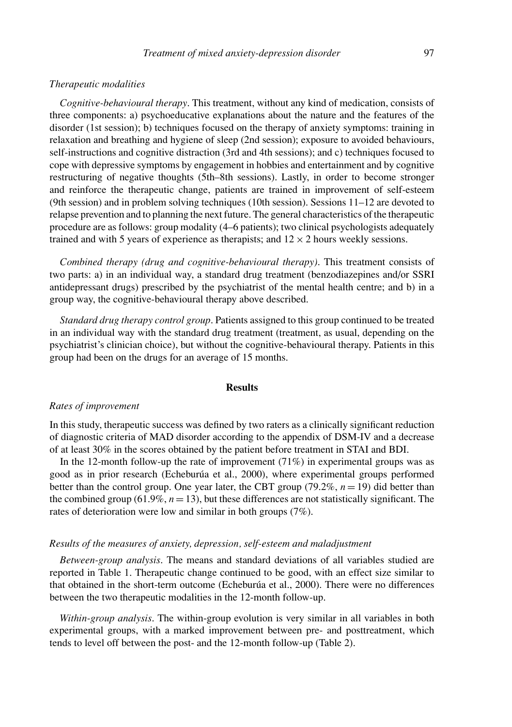### *Therapeutic modalities*

*Cognitive-behavioural therapy*. This treatment, without any kind of medication, consists of three components: a) psychoeducative explanations about the nature and the features of the disorder (1st session); b) techniques focused on the therapy of anxiety symptoms: training in relaxation and breathing and hygiene of sleep (2nd session); exposure to avoided behaviours, self-instructions and cognitive distraction (3rd and 4th sessions); and c) techniques focused to cope with depressive symptoms by engagement in hobbies and entertainment and by cognitive restructuring of negative thoughts (5th–8th sessions). Lastly, in order to become stronger and reinforce the therapeutic change, patients are trained in improvement of self-esteem (9th session) and in problem solving techniques (10th session). Sessions 11–12 are devoted to relapse prevention and to planning the next future. The general characteristics of the therapeutic procedure are as follows: group modality (4–6 patients); two clinical psychologists adequately trained and with 5 years of experience as therapists; and $12 \times 2$ hours weekly sessions.

*Combined therapy (drug and cognitive-behavioural therapy)*. This treatment consists of two parts: a) in an individual way, a standard drug treatment (benzodiazepines and/or SSRI antidepressant drugs) prescribed by the psychiatrist of the mental health centre; and b) in a group way, the cognitive-behavioural therapy above described.

*Standard drug therapy control group*. Patients assigned to this group continued to be treated in an individual way with the standard drug treatment (treatment, as usual, depending on the psychiatrist's clinician choice), but without the cognitive-behavioural therapy. Patients in this group had been on the drugs for an average of 15 months.

## Results

### *Rates of improvement*

In this study, therapeutic success was defined by two raters as a clinically significant reduction of diagnostic criteria of MAD disorder according to the appendix of DSM-IV and a decrease of at least 30% in the scores obtained by the patient before treatment in STAI and BDI.

In the 12-month follow-up the rate of improvement (71%) in experimental groups was as good as in prior research (Echeburúa et al., 2000), where experimental groups performed better than the control group. One year later, the CBT group (79.2%, $n = 19$) did better than the combined group (61.9%, $n = 13$), but these differences are not statistically significant. The rates of deterioration were low and similar in both groups (7%).

### *Results of the measures of anxiety, depression, self-esteem and maladjustment*

*Between-group analysis*. The means and standard deviations of all variables studied are reported in Table 1. Therapeutic change continued to be good, with an effect size similar to that obtained in the short-term outcome (Echeburúa et al., 2000). There were no differences between the two therapeutic modalities in the 12-month follow-up.

*Within-group analysis*. The within-group evolution is very similar in all variables in both experimental groups, with a marked improvement between pre- and posttreatment, which tends to level off between the post- and the 12-month follow-up (Table 2).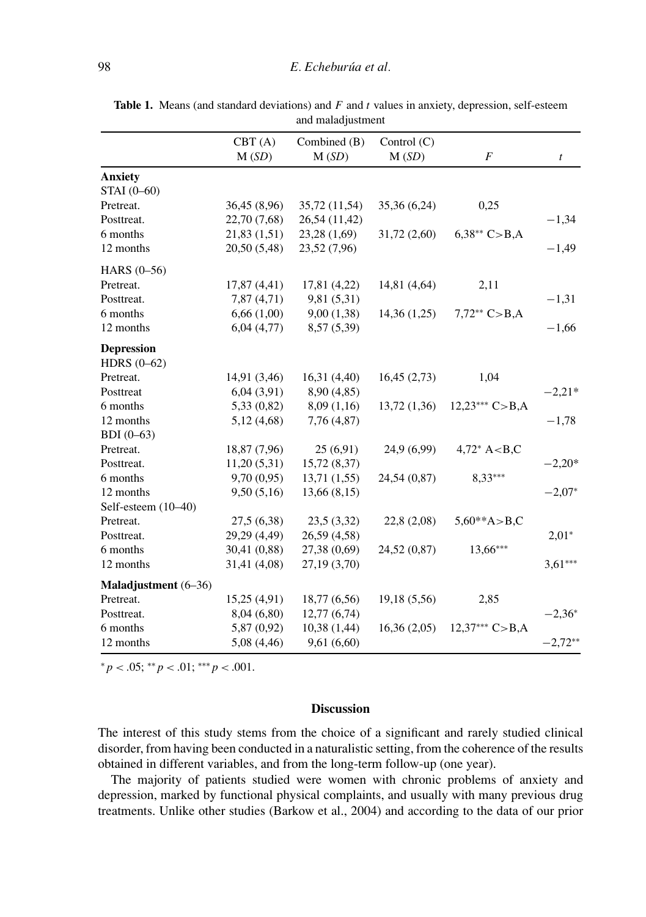**Table 1.** Means (and standard deviations) and *F* and *t* values in anxiety, depression, self-esteem and maladjustment

| | CBT (A) M (*SD*) | Combined (B) M (*SD*) | Control (C) M (*SD*) | *F* | *t* |
|---|---|---|---|---|---|
| **Anxiety** | | | | | |
| STAI (0–60) | | | | | |
| Pretreat. | 36,45 (8,96) | 35,72 (11,54) | 35,36 (6,24) | 0,25 | |
| Posttreat. | 22,70 (7,68) | 26,54 (11,42) | | | −1,34 |
| 6 months | 21,83 (1,51) | 23,28 (1,69) | 31,72 (2,60) | 6,38** C>B,A | |
| 12 months | 20,50 (5,48) | 23,52 (7,96) | | | −1,49 |
| HARS (0–56) | | | | | |
| Pretreat. | 17,87 (4,41) | 17,81 (4,22) | 14,81 (4,64) | 2,11 | |
| Posttreat. | 7,87 (4,71) | 9,81 (5,31) | | | −1,31 |
| 6 months | 6,66 (1,00) | 9,00 (1,38) | 14,36 (1,25) | 7,72** C>B,A | |
| 12 months | 6,04 (4,77) | 8,57 (5,39) | | | −1,66 |
| **Depression** | | | | | |
| HDRS (0–62) | | | | | |
| Pretreat. | 14,91 (3,46) | 16,31 (4,40) | 16,45 (2,73) | 1,04 | |
| Posttreat | 6,04 (3,91) | 8,90 (4,85) | | | −2,21* |
| 6 months | 5,33 (0,82) | 8,09 (1,16) | 13,72 (1,36) | 12,23*** C>B,A | |
| 12 months | 5,12 (4,68) | 7,76 (4,87) | | | −1,78 |
| BDI (0–63) | | | | | |
| Pretreat. | 18,87 (7,96) | 25 (6,91) | 24,9 (6,99) | 4,72* A<B,C | |
| Posttreat. | 11,20 (5,31) | 15,72 (8,37) | | | −2,20* |
| 6 months | 9,70 (0,95) | 13,71 (1,55) | 24,54 (0,87) | 8,33*** | |
| 12 months | 9,50 (5,16) | 13,66 (8,15) | | | −2,07* |
| Self-esteem (10–40) | | | | | |
| Pretreat. | 27,5 (6,38) | 23,5 (3,32) | 22,8 (2,08) | 5,60**A>B,C | |
| Posttreat. | 29,29 (4,49) | 26,59 (4,58) | | | 2,01* |
| 6 months | 30,41 (0,88) | 27,38 (0,69) | 24,52 (0,87) | 13,66*** | |
| 12 months | 31,41 (4,08) | 27,19 (3,70) | | | 3,61*** |
| **Maladjustment** (6–36) | | | | | |
| Pretreat. | 15,25 (4,91) | 18,77 (6,56) | 19,18 (5,56) | 2,85 | |
| Posttreat. | 8,04 (6,80) | 12,77 (6,74) | | | −2,36* |
| 6 months | 5,87 (0,92) | 10,38 (1,44) | 16,36 (2,05) | 12,37*** C>B,A | |
| 12 months | 5,08 (4,46) | 9,61 (6,60) | | | −2,72** |

* $p < .05$; ** $p < .01$; *** $p < .001$.

## Discussion

The interest of this study stems from the choice of a significant and rarely studied clinical disorder, from having been conducted in a naturalistic setting, from the coherence of the results obtained in different variables, and from the long-term follow-up (one year).

The majority of patients studied were women with chronic problems of anxiety and depression, marked by functional physical complaints, and usually with many previous drug treatments. Unlike other studies (Barkow et al., 2004) and according to the data of our prior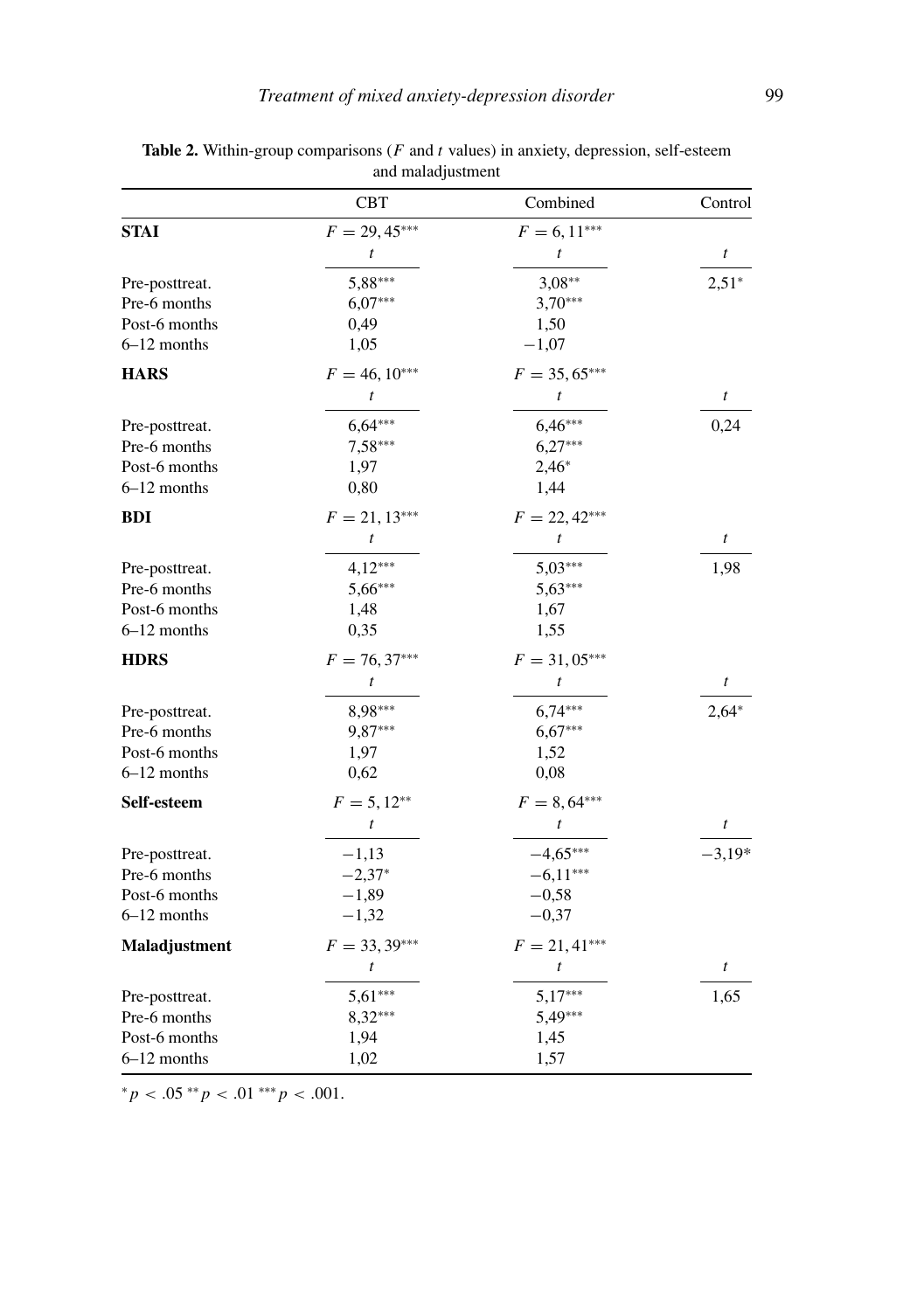**Table 2.** Within-group comparisons ($F$ and $t$ values) in anxiety, depression, self-esteem and maladjustment

| | CBT | Combined | Control |
|---|---|---|---|
| **STAI** | $F = 29,45^{***}$ | $F = 6,11^{***}$ | |
| | $t$ | $t$ | $t$ |
| Pre-posttreat. | $5,88^{***}$ | $3,08^{**}$ | $2,51^{*}$ |
| Pre-6 months | $6,07^{***}$ | $3,70^{***}$ | |
| Post-6 months | 0,49 | 1,50 | |
| 6–12 months | 1,05 | −1,07 | |
| **HARS** | $F = 46,10^{***}$ | $F = 35,65^{***}$ | |
| | $t$ | $t$ | $t$ |
| Pre-posttreat. | $6,64^{***}$ | $6,46^{***}$ | 0,24 |
| Pre-6 months | $7,58^{***}$ | $6,27^{***}$ | |
| Post-6 months | 1,97 | $2,46^{*}$ | |
| 6–12 months | 0,80 | 1,44 | |
| **BDI** | $F = 21,13^{***}$ | $F = 22,42^{***}$ | |
| | $t$ | $t$ | $t$ |
| Pre-posttreat. | $4,12^{***}$ | $5,03^{***}$ | 1,98 |
| Pre-6 months | $5,66^{***}$ | $5,63^{***}$ | |
| Post-6 months | 1,48 | 1,67 | |
| 6–12 months | 0,35 | 1,55 | |
| **HDRS** | $F = 76,37^{***}$ | $F = 31,05^{***}$ | |
| | $t$ | $t$ | $t$ |
| Pre-posttreat. | $8,98^{***}$ | $6,74^{***}$ | $2,64^{*}$ |
| Pre-6 months | $9,87^{***}$ | $6,67^{***}$ | |
| Post-6 months | 1,97 | 1,52 | |
| 6–12 months | 0,62 | 0,08 | |
| **Self-esteem** | $F = 5,12^{**}$ | $F = 8,64^{***}$ | |
| | $t$ | $t$ | $t$ |
| Pre-posttreat. | −1,13 | $-4,65^{***}$ | $-3,19^{*}$ |
| Pre-6 months | $-2,37^{*}$ | $-6,11^{***}$ | |
| Post-6 months | −1,89 | −0,58 | |
| 6–12 months | −1,32 | −0,37 | |
| **Maladjustment** | $F = 33,39^{***}$ | $F = 21,41^{***}$ | |
| | $t$ | $t$ | $t$ |
| Pre-posttreat. | $5,61^{***}$ | $5,17^{***}$ | 1,65 |
| Pre-6 months | $8,32^{***}$ | $5,49^{***}$ | |
| Post-6 months | 1,94 | 1,45 | |
| 6–12 months | 1,02 | 1,57 | |

$^{*}p < .05$ $^{**}p < .01$ $^{***}p < .001$.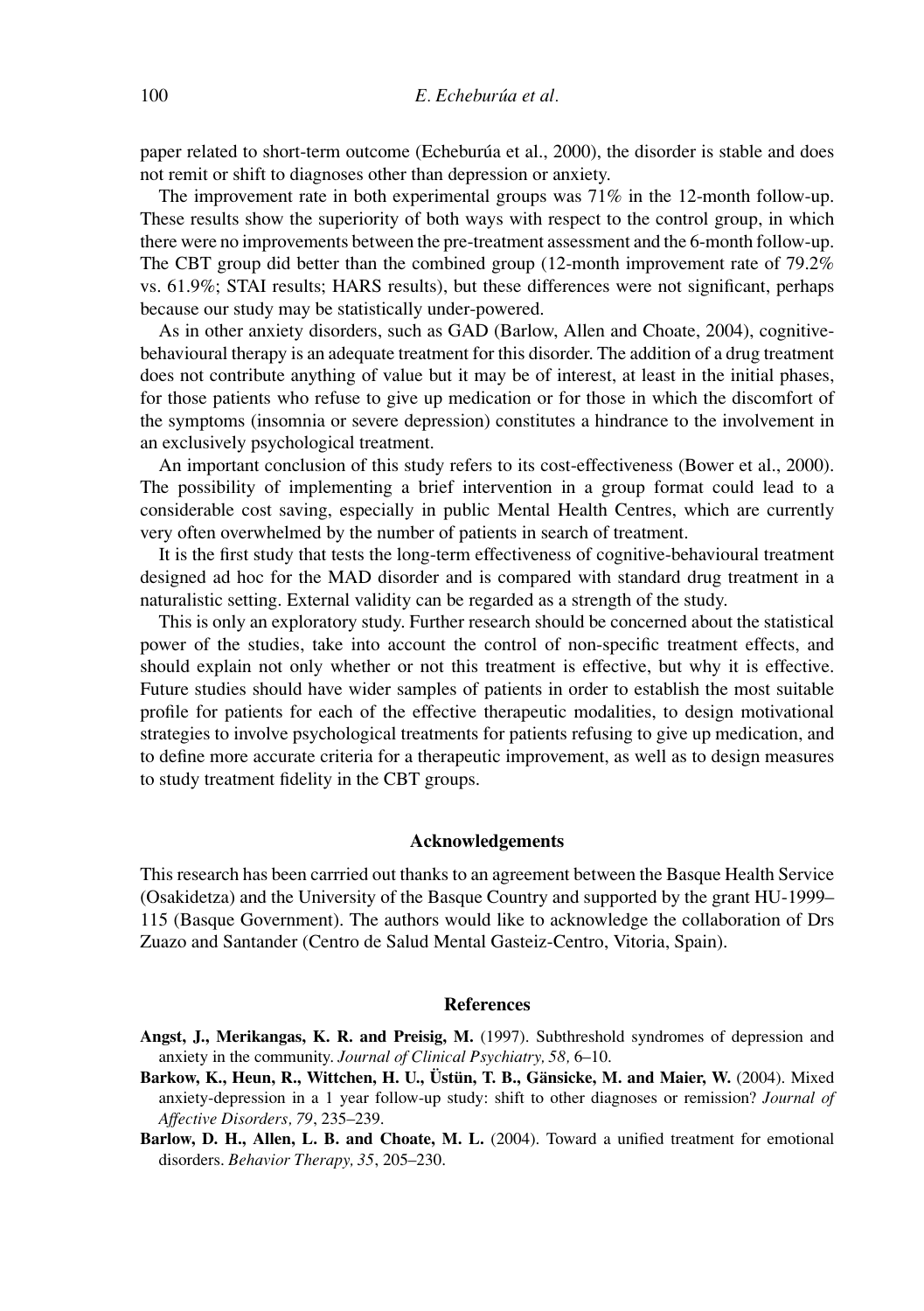paper related to short-term outcome (Echeburúa et al., 2000), the disorder is stable and does not remit or shift to diagnoses other than depression or anxiety.

The improvement rate in both experimental groups was 71% in the 12-month follow-up. These results show the superiority of both ways with respect to the control group, in which there were no improvements between the pre-treatment assessment and the 6-month follow-up. The CBT group did better than the combined group (12-month improvement rate of 79.2% vs. 61.9%; STAI results; HARS results), but these differences were not significant, perhaps because our study may be statistically under-powered.

As in other anxiety disorders, such as GAD (Barlow, Allen and Choate, 2004), cognitive-behavioural therapy is an adequate treatment for this disorder. The addition of a drug treatment does not contribute anything of value but it may be of interest, at least in the initial phases, for those patients who refuse to give up medication or for those in which the discomfort of the symptoms (insomnia or severe depression) constitutes a hindrance to the involvement in an exclusively psychological treatment.

An important conclusion of this study refers to its cost-effectiveness (Bower et al., 2000). The possibility of implementing a brief intervention in a group format could lead to a considerable cost saving, especially in public Mental Health Centres, which are currently very often overwhelmed by the number of patients in search of treatment.

It is the first study that tests the long-term effectiveness of cognitive-behavioural treatment designed ad hoc for the MAD disorder and is compared with standard drug treatment in a naturalistic setting. External validity can be regarded as a strength of the study.

This is only an exploratory study. Further research should be concerned about the statistical power of the studies, take into account the control of non-specific treatment effects, and should explain not only whether or not this treatment is effective, but why it is effective. Future studies should have wider samples of patients in order to establish the most suitable profile for patients for each of the effective therapeutic modalities, to design motivational strategies to involve psychological treatments for patients refusing to give up medication, and to define more accurate criteria for a therapeutic improvement, as well as to design measures to study treatment fidelity in the CBT groups.

## Acknowledgements

This research has been carrried out thanks to an agreement between the Basque Health Service (Osakidetza) and the University of the Basque Country and supported by the grant HU-1999–115 (Basque Government). The authors would like to acknowledge the collaboration of Drs Zuazo and Santander (Centro de Salud Mental Gasteiz-Centro, Vitoria, Spain).

## References

**Angst, J., Merikangas, K. R. and Preisig, M.** (1997). Subthreshold syndromes of depression and anxiety in the community. *Journal of Clinical Psychiatry, 58,* 6–10.

**Barkow, K., Heun, R., Wittchen, H. U., Üstün, T. B., Gänsicke, M. and Maier, W.** (2004). Mixed anxiety-depression in a 1 year follow-up study: shift to other diagnoses or remission? *Journal of Affective Disorders, 79*, 235–239.

**Barlow, D. H., Allen, L. B. and Choate, M. L.** (2004). Toward a unified treatment for emotional disorders. *Behavior Therapy, 35*, 205–230.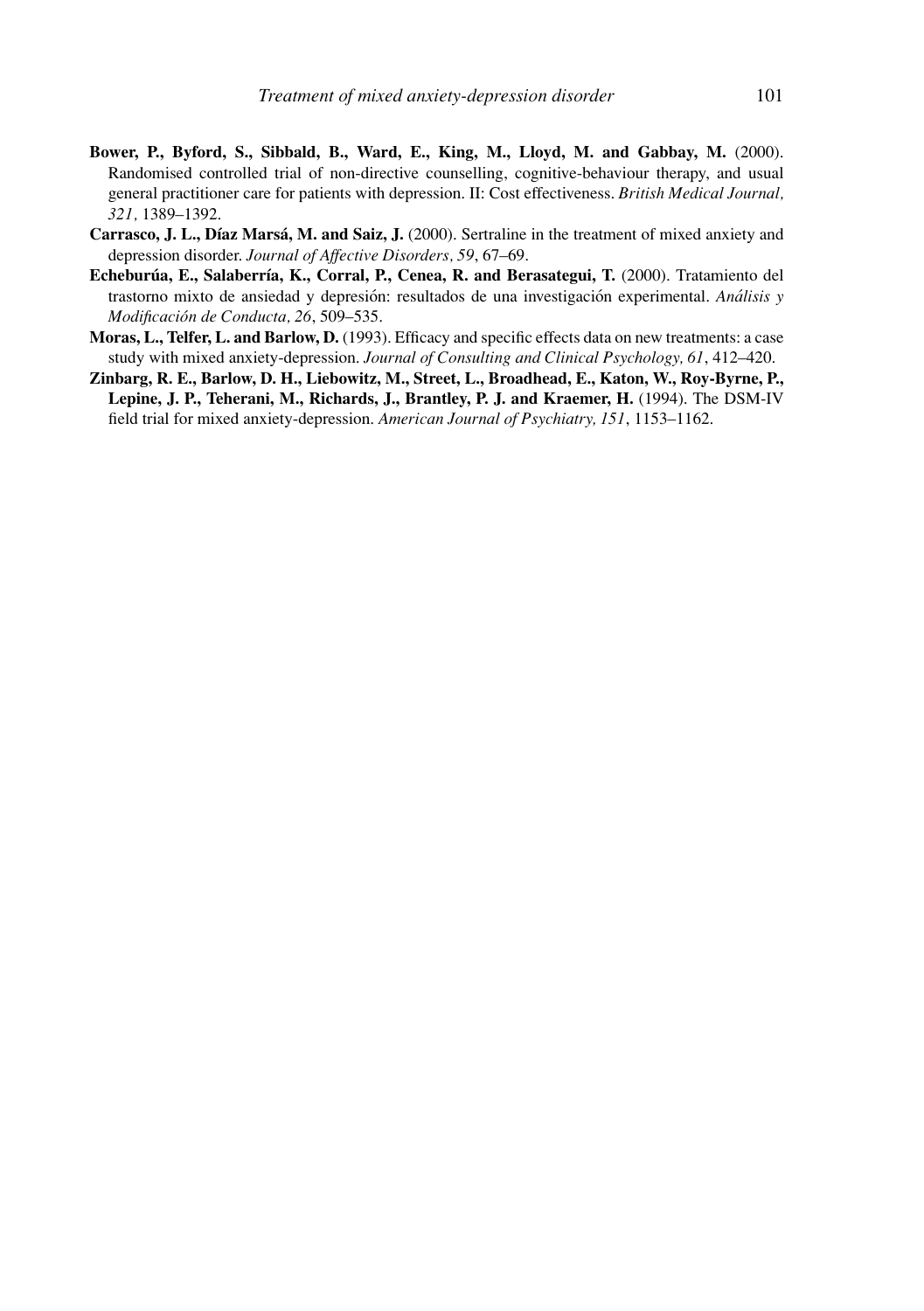**Bower, P., Byford, S., Sibbald, B., Ward, E., King, M., Lloyd, M. and Gabbay, M.** (2000). Randomised controlled trial of non-directive counselling, cognitive-behaviour therapy, and usual general practitioner care for patients with depression. II: Cost effectiveness. *British Medical Journal, 321,* 1389–1392.

**Carrasco, J. L., Díaz Marsá, M. and Saiz, J.** (2000). Sertraline in the treatment of mixed anxiety and depression disorder. *Journal of Affective Disorders, 59*, 67–69.

**Echeburúa, E., Salaberría, K., Corral, P., Cenea, R. and Berasategui, T.** (2000). Tratamiento del trastorno mixto de ansiedad y depresión: resultados de una investigación experimental. *Análisis y Modificación de Conducta, 26*, 509–535.

**Moras, L., Telfer, L. and Barlow, D.** (1993). Efficacy and specific effects data on new treatments: a case study with mixed anxiety-depression. *Journal of Consulting and Clinical Psychology, 61*, 412–420.

**Zinbarg, R. E., Barlow, D. H., Liebowitz, M., Street, L., Broadhead, E., Katon, W., Roy-Byrne, P., Lepine, J. P., Teherani, M., Richards, J., Brantley, P. J. and Kraemer, H.** (1994). The DSM-IV field trial for mixed anxiety-depression. *American Journal of Psychiatry, 151*, 1153–1162.